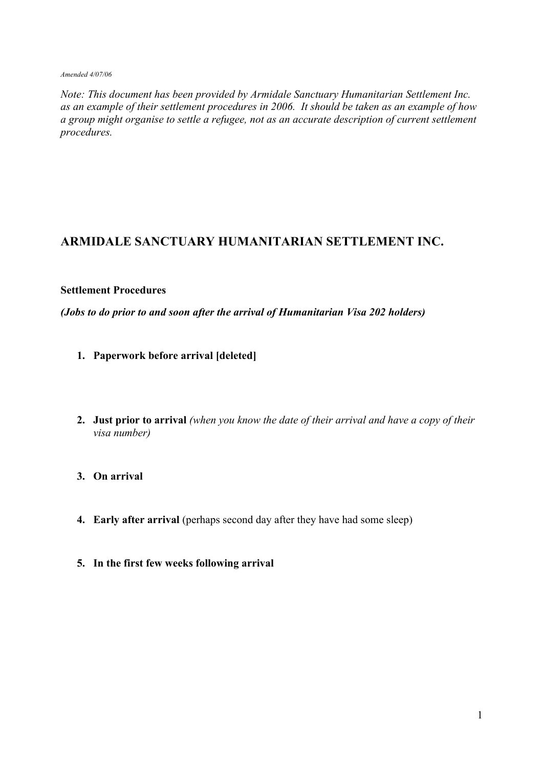*Amended 4/07/06*

*Note: This document has been provided by Armidale Sanctuary Humanitarian Settlement Inc. as an example of their settlement procedures in 2006. It should be taken as an example of how a group might organise to settle a refugee, not as an accurate description of current settlement procedures.*

# ARMIDALE SANCTUARY HUMANITARIAN SETTLEMENT INC.

## Settlement Procedures

***(Jobs to do prior to and soon after the arrival of Humanitarian Visa 202 holders)***

1. **Paperwork before arrival [deleted]**

2. **Just prior to arrival** *(when you know the date of their arrival and have a copy of their visa number)*

3. **On arrival**

4. **Early after arrival** (perhaps second day after they have had some sleep)

5. **In the first few weeks following arrival**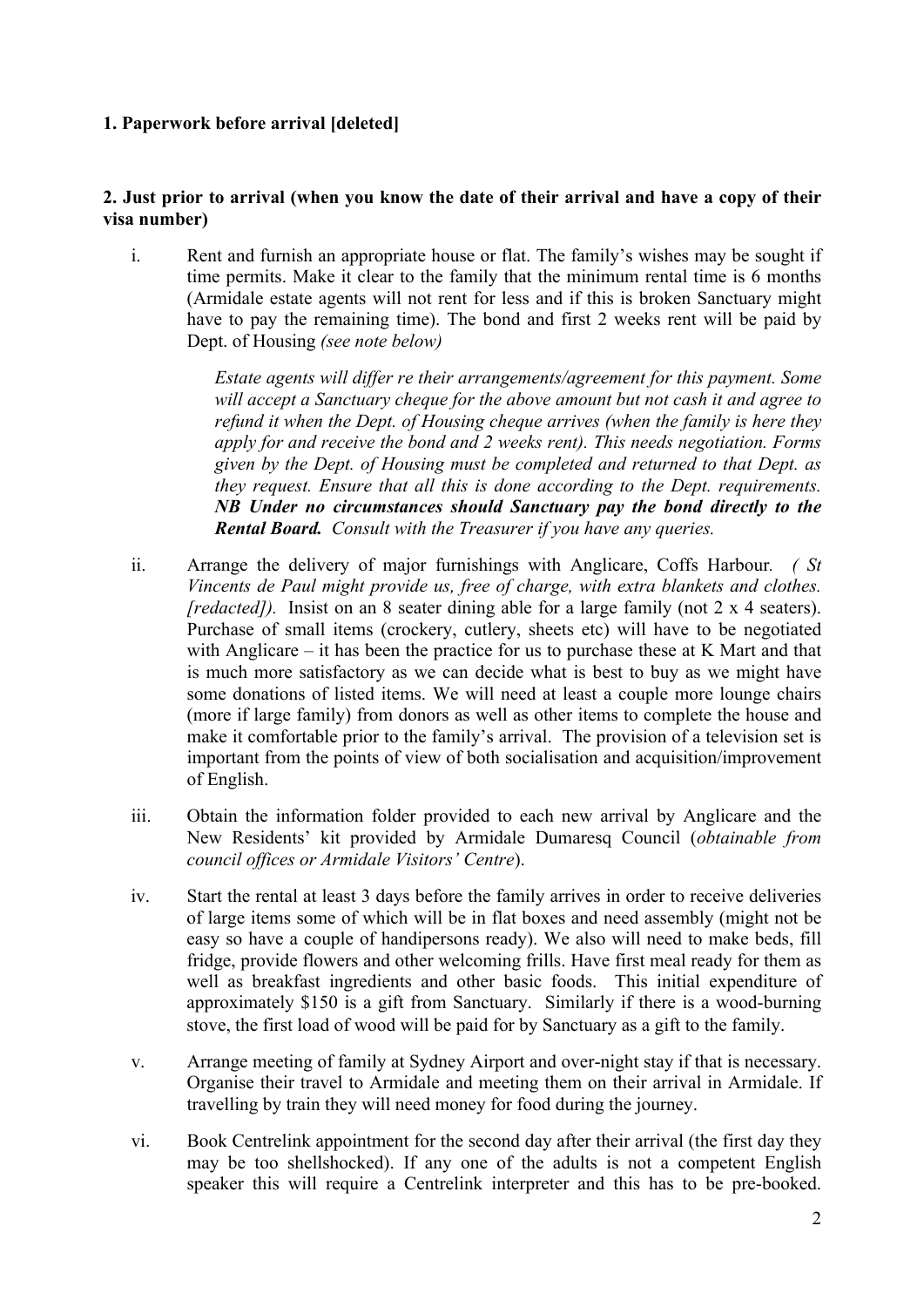**1. Paperwork before arrival [deleted]**

**2. Just prior to arrival (when you know the date of their arrival and have a copy of their visa number)**

i. Rent and furnish an appropriate house or flat. The family's wishes may be sought if time permits. Make it clear to the family that the minimum rental time is 6 months (Armidale estate agents will not rent for less and if this is broken Sanctuary might have to pay the remaining time). The bond and first 2 weeks rent will be paid by Dept. of Housing *(see note below)*

   *Estate agents will differ re their arrangements/agreement for this payment. Some will accept a Sanctuary cheque for the above amount but not cash it and agree to refund it when the Dept. of Housing cheque arrives (when the family is here they apply for and receive the bond and 2 weeks rent). This needs negotiation. Forms given by the Dept. of Housing must be completed and returned to that Dept. as they request. Ensure that all this is done according to the Dept. requirements.* ***NB Under no circumstances should Sanctuary pay the bond directly to the Rental Board.*** *Consult with the Treasurer if you have any queries.*

ii. Arrange the delivery of major furnishings with Anglicare, Coffs Harbour. *( St Vincents de Paul might provide us, free of charge, with extra blankets and clothes. [redacted]).* Insist on an 8 seater dining able for a large family (not 2 x 4 seaters). Purchase of small items (crockery, cutlery, sheets etc) will have to be negotiated with Anglicare – it has been the practice for us to purchase these at K Mart and that is much more satisfactory as we can decide what is best to buy as we might have some donations of listed items. We will need at least a couple more lounge chairs (more if large family) from donors as well as other items to complete the house and make it comfortable prior to the family's arrival. The provision of a television set is important from the points of view of both socialisation and acquisition/improvement of English.

iii. Obtain the information folder provided to each new arrival by Anglicare and the New Residents' kit provided by Armidale Dumaresq Council (*obtainable from council offices or Armidale Visitors' Centre*).

iv. Start the rental at least 3 days before the family arrives in order to receive deliveries of large items some of which will be in flat boxes and need assembly (might not be easy so have a couple of handipersons ready). We also will need to make beds, fill fridge, provide flowers and other welcoming frills. Have first meal ready for them as well as breakfast ingredients and other basic foods. This initial expenditure of approximately $150 is a gift from Sanctuary. Similarly if there is a wood-burning stove, the first load of wood will be paid for by Sanctuary as a gift to the family.

v. Arrange meeting of family at Sydney Airport and over-night stay if that is necessary. Organise their travel to Armidale and meeting them on their arrival in Armidale. If travelling by train they will need money for food during the journey.

vi. Book Centrelink appointment for the second day after their arrival (the first day they may be too shellshocked). If any one of the adults is not a competent English speaker this will require a Centrelink interpreter and this has to be pre-booked.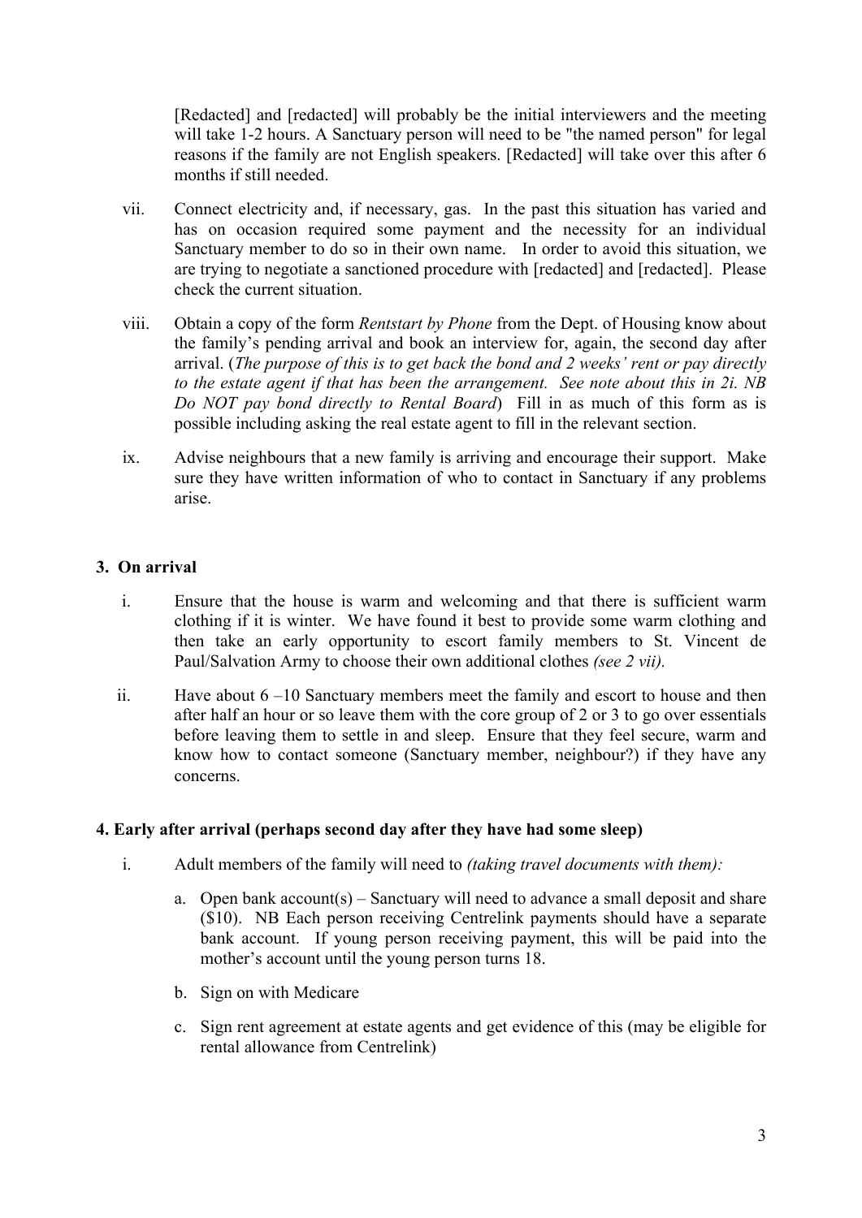[Redacted] and [redacted] will probably be the initial interviewers and the meeting will take 1-2 hours. A Sanctuary person will need to be "the named person" for legal reasons if the family are not English speakers. [Redacted] will take over this after 6 months if still needed.

vii. Connect electricity and, if necessary, gas. In the past this situation has varied and has on occasion required some payment and the necessity for an individual Sanctuary member to do so in their own name. In order to avoid this situation, we are trying to negotiate a sanctioned procedure with [redacted] and [redacted]. Please check the current situation.

viii. Obtain a copy of the form *Rentstart by Phone* from the Dept. of Housing know about the family's pending arrival and book an interview for, again, the second day after arrival. (*The purpose of this is to get back the bond and 2 weeks' rent or pay directly to the estate agent if that has been the arrangement. See note about this in 2i. NB Do NOT pay bond directly to Rental Board*) Fill in as much of this form as is possible including asking the real estate agent to fill in the relevant section.

ix. Advise neighbours that a new family is arriving and encourage their support. Make sure they have written information of who to contact in Sanctuary if any problems arise.

## 3. On arrival

i. Ensure that the house is warm and welcoming and that there is sufficient warm clothing if it is winter. We have found it best to provide some warm clothing and then take an early opportunity to escort family members to St. Vincent de Paul/Salvation Army to choose their own additional clothes *(see 2 vii).*

ii. Have about 6 –10 Sanctuary members meet the family and escort to house and then after half an hour or so leave them with the core group of 2 or 3 to go over essentials before leaving them to settle in and sleep. Ensure that they feel secure, warm and know how to contact someone (Sanctuary member, neighbour?) if they have any concerns.

## 4. Early after arrival (perhaps second day after they have had some sleep)

i. Adult members of the family will need to *(taking travel documents with them):*

   a. Open bank account(s) – Sanctuary will need to advance a small deposit and share ($10). NB Each person receiving Centrelink payments should have a separate bank account. If young person receiving payment, this will be paid into the mother's account until the young person turns 18.

   b. Sign on with Medicare

   c. Sign rent agreement at estate agents and get evidence of this (may be eligible for rental allowance from Centrelink)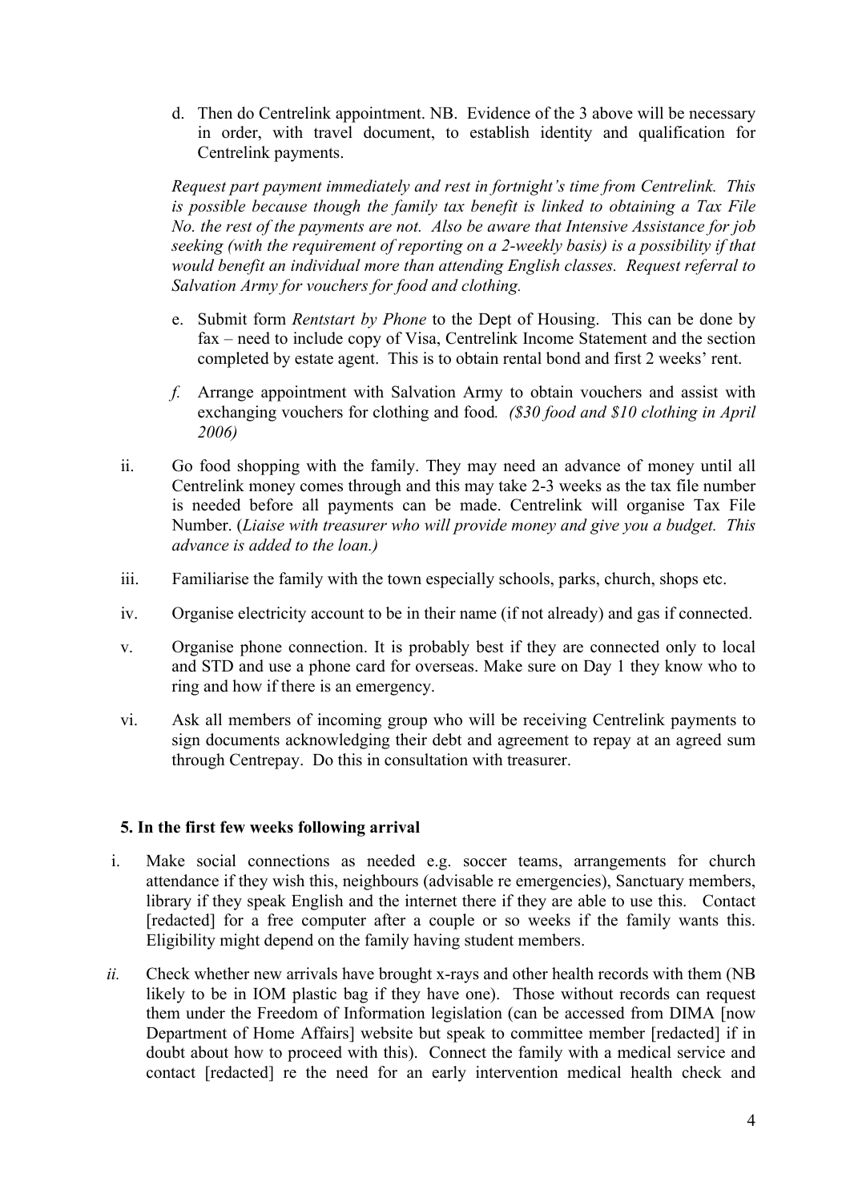d. Then do Centrelink appointment. NB. Evidence of the 3 above will be necessary in order, with travel document, to establish identity and qualification for Centrelink payments.

*Request part payment immediately and rest in fortnight's time from Centrelink. This is possible because though the family tax benefit is linked to obtaining a Tax File No. the rest of the payments are not. Also be aware that Intensive Assistance for job seeking (with the requirement of reporting on a 2-weekly basis) is a possibility if that would benefit an individual more than attending English classes. Request referral to Salvation Army for vouchers for food and clothing.*

e. Submit form *Rentstart by Phone* to the Dept of Housing. This can be done by fax – need to include copy of Visa, Centrelink Income Statement and the section completed by estate agent. This is to obtain rental bond and first 2 weeks' rent.

*f.* Arrange appointment with Salvation Army to obtain vouchers and assist with exchanging vouchers for clothing and food*. ($30 food and $10 clothing in April 2006)*

ii. Go food shopping with the family. They may need an advance of money until all Centrelink money comes through and this may take 2-3 weeks as the tax file number is needed before all payments can be made. Centrelink will organise Tax File Number. (*Liaise with treasurer who will provide money and give you a budget. This advance is added to the loan.)*

iii. Familiarise the family with the town especially schools, parks, church, shops etc.

iv. Organise electricity account to be in their name (if not already) and gas if connected.

v. Organise phone connection. It is probably best if they are connected only to local and STD and use a phone card for overseas. Make sure on Day 1 they know who to ring and how if there is an emergency.

vi. Ask all members of incoming group who will be receiving Centrelink payments to sign documents acknowledging their debt and agreement to repay at an agreed sum through Centrepay. Do this in consultation with treasurer.

**5. In the first few weeks following arrival**

i. Make social connections as needed e.g. soccer teams, arrangements for church attendance if they wish this, neighbours (advisable re emergencies), Sanctuary members, library if they speak English and the internet there if they are able to use this. Contact [redacted] for a free computer after a couple or so weeks if the family wants this. Eligibility might depend on the family having student members.

*ii.* Check whether new arrivals have brought x-rays and other health records with them (NB likely to be in IOM plastic bag if they have one). Those without records can request them under the Freedom of Information legislation (can be accessed from DIMA [now Department of Home Affairs] website but speak to committee member [redacted] if in doubt about how to proceed with this). Connect the family with a medical service and contact [redacted] re the need for an early intervention medical health check and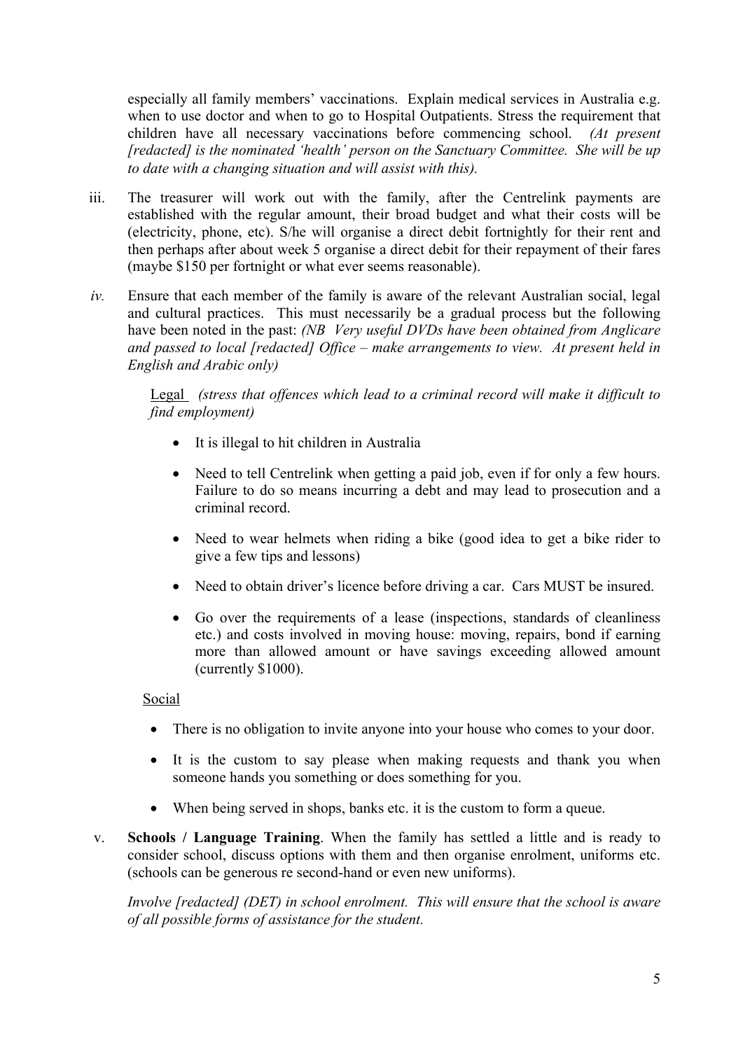especially all family members' vaccinations. Explain medical services in Australia e.g. when to use doctor and when to go to Hospital Outpatients. Stress the requirement that children have all necessary vaccinations before commencing school. *(At present [redacted] is the nominated 'health' person on the Sanctuary Committee. She will be up to date with a changing situation and will assist with this).*

iii. The treasurer will work out with the family, after the Centrelink payments are established with the regular amount, their broad budget and what their costs will be (electricity, phone, etc). S/he will organise a direct debit fortnightly for their rent and then perhaps after about week 5 organise a direct debit for their repayment of their fares (maybe $150 per fortnight or what ever seems reasonable).

*iv.* Ensure that each member of the family is aware of the relevant Australian social, legal and cultural practices. This must necessarily be a gradual process but the following have been noted in the past: *(NB Very useful DVDs have been obtained from Anglicare and passed to local [redacted] Office – make arrangements to view. At present held in English and Arabic only)*

Legal *(stress that offences which lead to a criminal record will make it difficult to find employment)*

- It is illegal to hit children in Australia
- Need to tell Centrelink when getting a paid job, even if for only a few hours. Failure to do so means incurring a debt and may lead to prosecution and a criminal record.
- Need to wear helmets when riding a bike (good idea to get a bike rider to give a few tips and lessons)
- Need to obtain driver's licence before driving a car. Cars MUST be insured.
- Go over the requirements of a lease (inspections, standards of cleanliness etc.) and costs involved in moving house: moving, repairs, bond if earning more than allowed amount or have savings exceeding allowed amount (currently $1000).

Social

- There is no obligation to invite anyone into your house who comes to your door.
- It is the custom to say please when making requests and thank you when someone hands you something or does something for you.
- When being served in shops, banks etc. it is the custom to form a queue.

v. **Schools / Language Training**. When the family has settled a little and is ready to consider school, discuss options with them and then organise enrolment, uniforms etc. (schools can be generous re second-hand or even new uniforms).

*Involve [redacted] (DET) in school enrolment. This will ensure that the school is aware of all possible forms of assistance for the student.*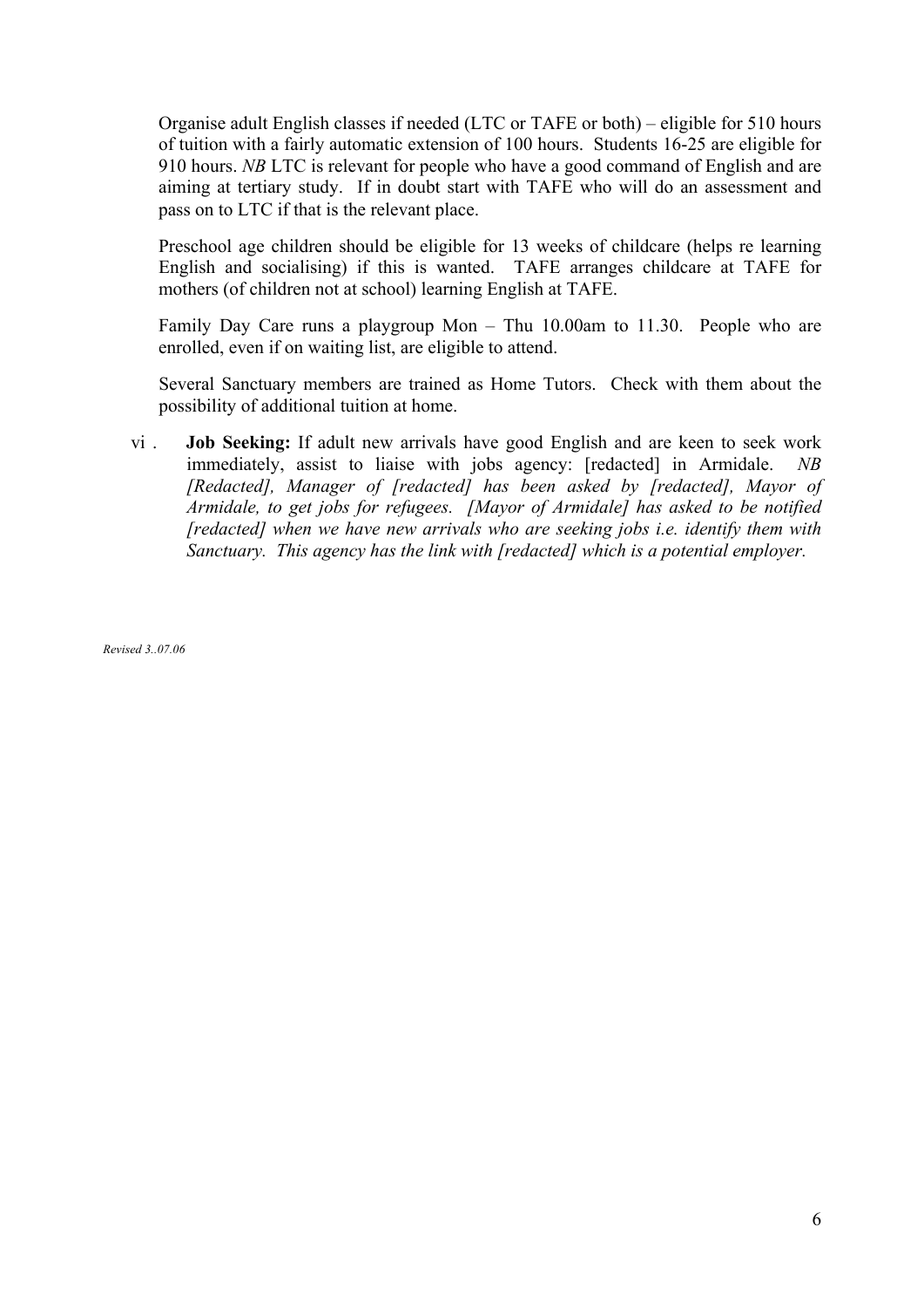Organise adult English classes if needed (LTC or TAFE or both) – eligible for 510 hours of tuition with a fairly automatic extension of 100 hours. Students 16-25 are eligible for 910 hours. *NB* LTC is relevant for people who have a good command of English and are aiming at tertiary study. If in doubt start with TAFE who will do an assessment and pass on to LTC if that is the relevant place.

Preschool age children should be eligible for 13 weeks of childcare (helps re learning English and socialising) if this is wanted. TAFE arranges childcare at TAFE for mothers (of children not at school) learning English at TAFE.

Family Day Care runs a playgroup Mon – Thu 10.00am to 11.30. People who are enrolled, even if on waiting list, are eligible to attend.

Several Sanctuary members are trained as Home Tutors. Check with them about the possibility of additional tuition at home.

vi . **Job Seeking:** If adult new arrivals have good English and are keen to seek work immediately, assist to liaise with jobs agency: [redacted] in Armidale. *NB [Redacted], Manager of [redacted] has been asked by [redacted], Mayor of Armidale, to get jobs for refugees. [Mayor of Armidale] has asked to be notified [redacted] when we have new arrivals who are seeking jobs i.e. identify them with Sanctuary. This agency has the link with [redacted] which is a potential employer.*

*Revised 3..07.06*